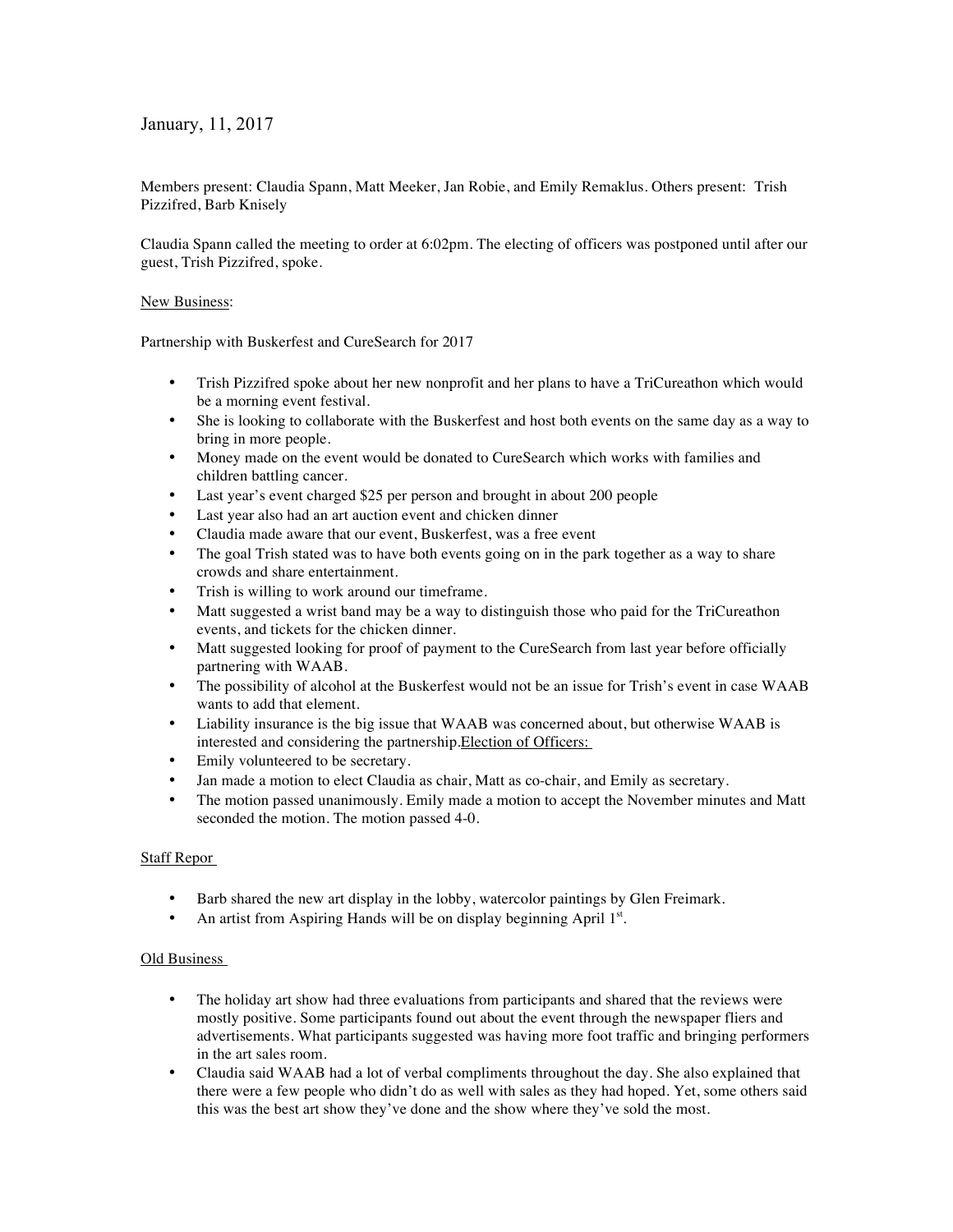January, 11, 2017

Members present: Claudia Spann, Matt Meeker, Jan Robie, and Emily Remaklus. Others present: Trish Pizzifred, Barb Knisely

Claudia Spann called the meeting to order at 6:02pm. The electing of officers was postponed until after our guest, Trish Pizzifred, spoke.

New Business:

Partnership with Buskerfest and CureSearch for 2017

- Trish Pizzifred spoke about her new nonprofit and her plans to have a TriCureathon which would be a morning event festival.
- She is looking to collaborate with the Buskerfest and host both events on the same day as a way to bring in more people.
- Money made on the event would be donated to CureSearch which works with families and children battling cancer.
- Last year's event charged $25 per person and brought in about 200 people
- Last year also had an art auction event and chicken dinner
- Claudia made aware that our event, Buskerfest, was a free event
- The goal Trish stated was to have both events going on in the park together as a way to share crowds and share entertainment.
- Trish is willing to work around our timeframe.
- Matt suggested a wrist band may be a way to distinguish those who paid for the TriCureathon events, and tickets for the chicken dinner.
- Matt suggested looking for proof of payment to the CureSearch from last year before officially partnering with WAAB.
- The possibility of alcohol at the Buskerfest would not be an issue for Trish's event in case WAAB wants to add that element.
- Liability insurance is the big issue that WAAB was concerned about, but otherwise WAAB is interested and considering the partnership.Election of Officers:
- Emily volunteered to be secretary.
- Jan made a motion to elect Claudia as chair, Matt as co-chair, and Emily as secretary.
- The motion passed unanimously. Emily made a motion to accept the November minutes and Matt seconded the motion. The motion passed 4-0.

Staff Repor

- Barb shared the new art display in the lobby, watercolor paintings by Glen Freimark.
- An artist from Aspiring Hands will be on display beginning April 1st.

Old Business

- The holiday art show had three evaluations from participants and shared that the reviews were mostly positive. Some participants found out about the event through the newspaper fliers and advertisements. What participants suggested was having more foot traffic and bringing performers in the art sales room.
- Claudia said WAAB had a lot of verbal compliments throughout the day. She also explained that there were a few people who didn't do as well with sales as they had hoped. Yet, some others said this was the best art show they've done and the show where they've sold the most.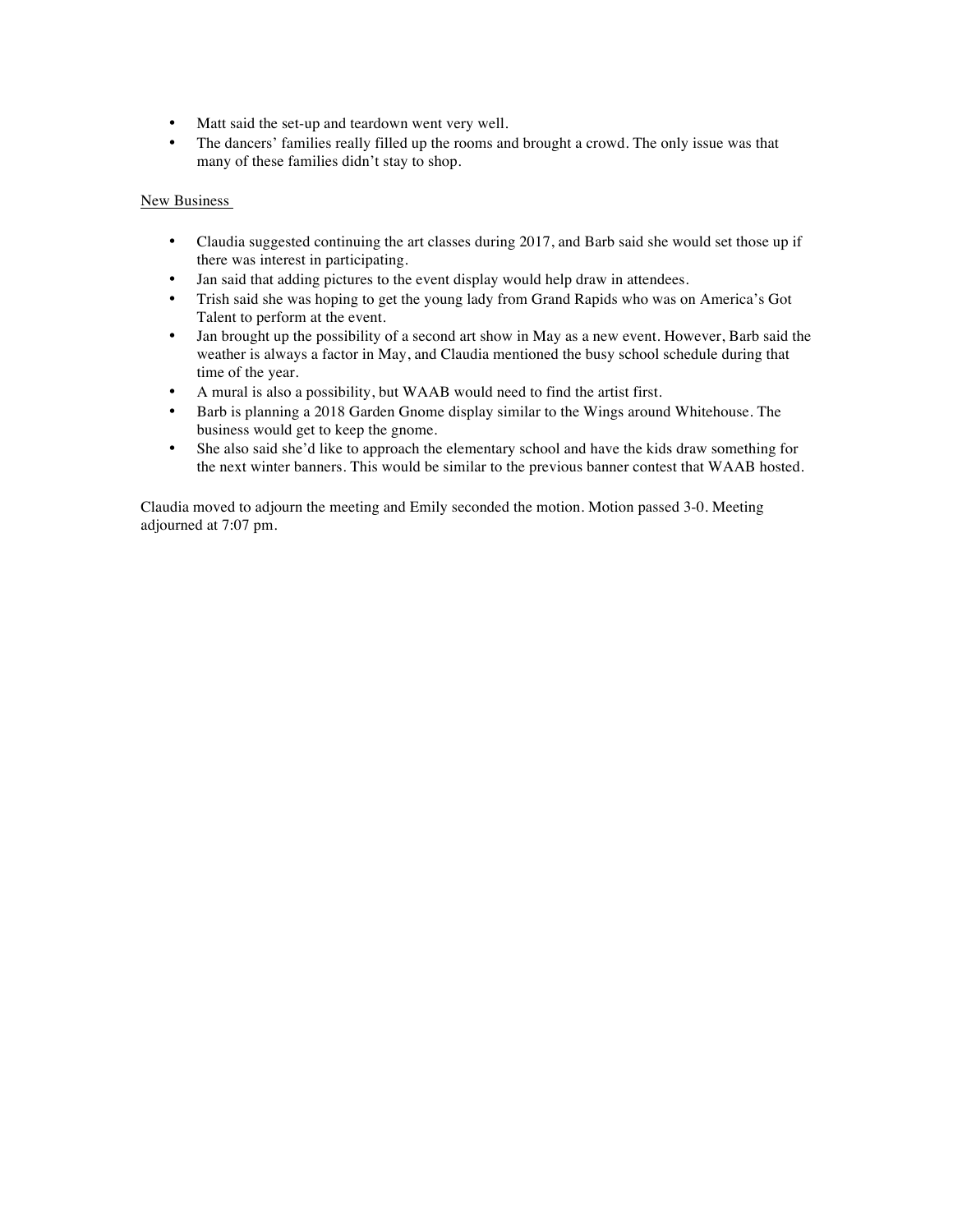- Matt said the set-up and teardown went very well.
- The dancers' families really filled up the rooms and brought a crowd. The only issue was that many of these families didn't stay to shop.

New Business

- Claudia suggested continuing the art classes during 2017, and Barb said she would set those up if there was interest in participating.
- Jan said that adding pictures to the event display would help draw in attendees.
- Trish said she was hoping to get the young lady from Grand Rapids who was on America's Got Talent to perform at the event.
- Jan brought up the possibility of a second art show in May as a new event. However, Barb said the weather is always a factor in May, and Claudia mentioned the busy school schedule during that time of the year.
- A mural is also a possibility, but WAAB would need to find the artist first.
- Barb is planning a 2018 Garden Gnome display similar to the Wings around Whitehouse. The business would get to keep the gnome.
- She also said she'd like to approach the elementary school and have the kids draw something for the next winter banners. This would be similar to the previous banner contest that WAAB hosted.

Claudia moved to adjourn the meeting and Emily seconded the motion. Motion passed 3-0. Meeting adjourned at 7:07 pm.